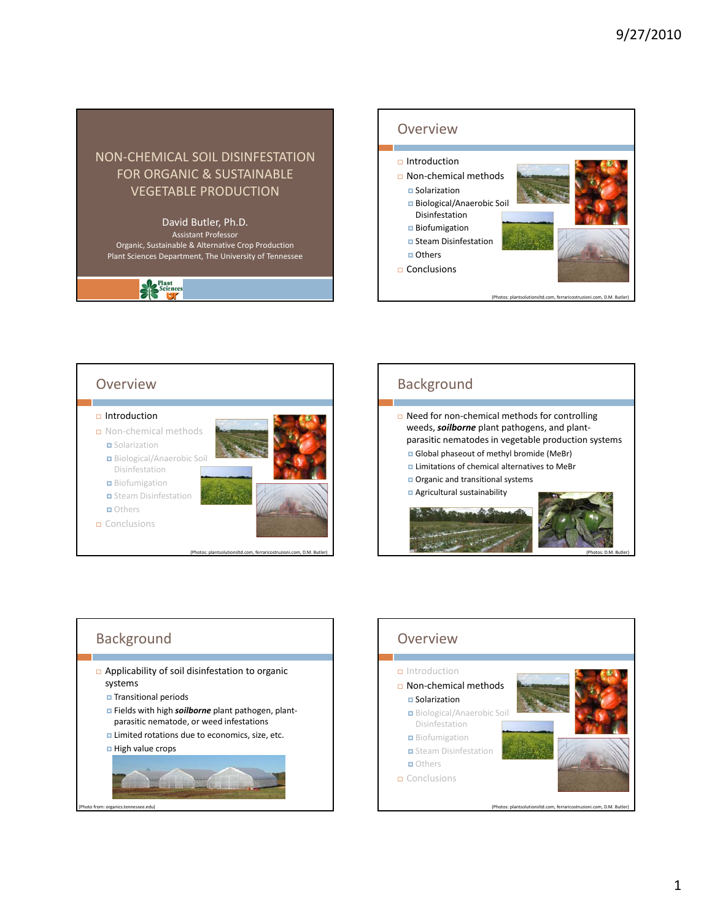# NON-CHEMICAL SOIL DISINFESTATION FOR ORGANIC & SUSTAINABLE VEGETABLE PRODUCTION

David Butler, Ph.D.
Assistant Professor
Organic, Sustainable & Alternative Crop Production
Plant Sciences Department, The University of Tennessee

## Overview

- Introduction
- Non-chemical methods
  - Solarization
  - Biological/Anaerobic Soil Disinfestation
  - Biofumigation
  - Steam Disinfestation
  - Others
- Conclusions

(Photos: plantsolutionsltd.com, ferraricostruzioni.com, D.M. Butler)

## Overview

- Introduction
- Non-chemical methods
  - Solarization
  - Biological/Anaerobic Soil Disinfestation
  - Biofumigation
  - Steam Disinfestation
  - Others
- Conclusions

(Photos: plantsolutionsltd.com, ferraricostruzioni.com, D.M. Butler)

## Background

- Need for non-chemical methods for controlling weeds, ***soilborne*** plant pathogens, and plant-parasitic nematodes in vegetable production systems
  - Global phaseout of methyl bromide (MeBr)
  - Limitations of chemical alternatives to MeBr
  - Organic and transitional systems
  - Agricultural sustainability

(Photos: D.M. Butler)

## Background

- Applicability of soil disinfestation to organic systems
  - Transitional periods
  - Fields with high ***soilborne*** plant pathogen, plant-parasitic nematode, or weed infestations
  - Limited rotations due to economics, size, etc.
  - High value crops

(Photo from: organics.tennessee.edu)

## Overview

- Introduction
- Non-chemical methods
  - Solarization
  - Biological/Anaerobic Soil Disinfestation
  - Biofumigation
  - Steam Disinfestation
  - Others
- Conclusions

(Photos: plantsolutionsltd.com, ferraricostruzioni.com, D.M. Butler)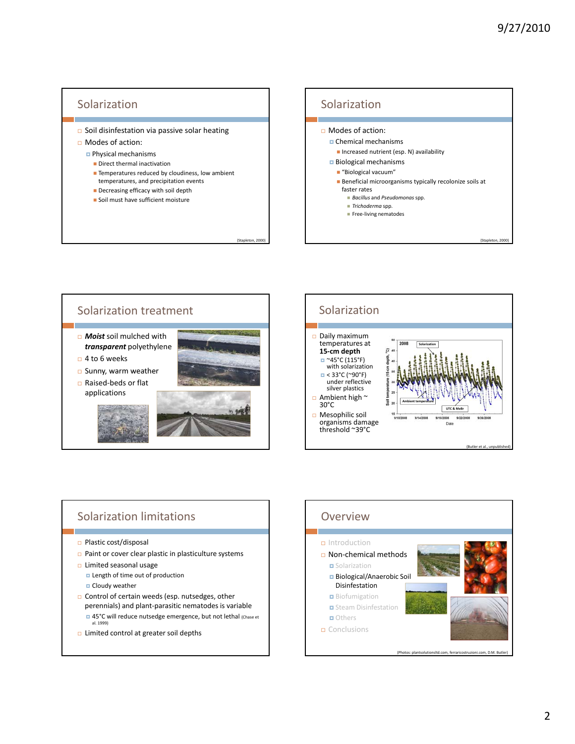## Solarization

- Soil disinfestation via passive solar heating
- Modes of action:
  - Physical mechanisms
    - Direct thermal inactivation
    - Temperatures reduced by cloudiness, low ambient temperatures, and precipitation events
    - Decreasing efficacy with soil depth
    - Soil must have sufficient moisture

(Stapleton, 2000)

## Solarization

- Modes of action:
  - Chemical mechanisms
    - Increased nutrient (esp. N) availability
  - Biological mechanisms
    - "Biological vacuum"
    - Beneficial microorganisms typically recolonize soils at faster rates
      - *Bacillus* and *Pseudomonas* spp.
      - *Trichoderma* spp.
      - Free-living nematodes

(Stapleton, 2000)

## Solarization treatment

- ***Moist*** soil mulched with ***transparent*** polyethylene
- 4 to 6 weeks
- Sunny, warm weather
- Raised-beds or flat applications

## Solarization

- Daily maximum temperatures at **15-cm depth**
  - ~45°C (115°F) with solarization
  - < 33°C (~90°F) under reflective silver plastics
- Ambient high ~ 30°C
- Mesophilic soil organisms damage threshold ~39°C

(Butler et al., unpublished)

## Solarization limitations

- Plastic cost/disposal
- Paint or cover clear plastic in plasticulture systems
- Limited seasonal usage
  - Length of time out of production
  - Cloudy weather
- Control of certain weeds (esp. nutsedges, other perennials) and plant-parasitic nematodes is variable
  - 45°C will reduce nutsedge emergence, but not lethal (Chase et al. 1999)
- Limited control at greater soil depths

## Overview

- Introduction
- Non-chemical methods
  - Solarization
  - Biological/Anaerobic Soil Disinfestation
  - Biofumigation
  - Steam Disinfestation
  - Others
- Conclusions

(Photos: plantsolutionsltd.com, ferraricostruzioni.com, D.M. Butler)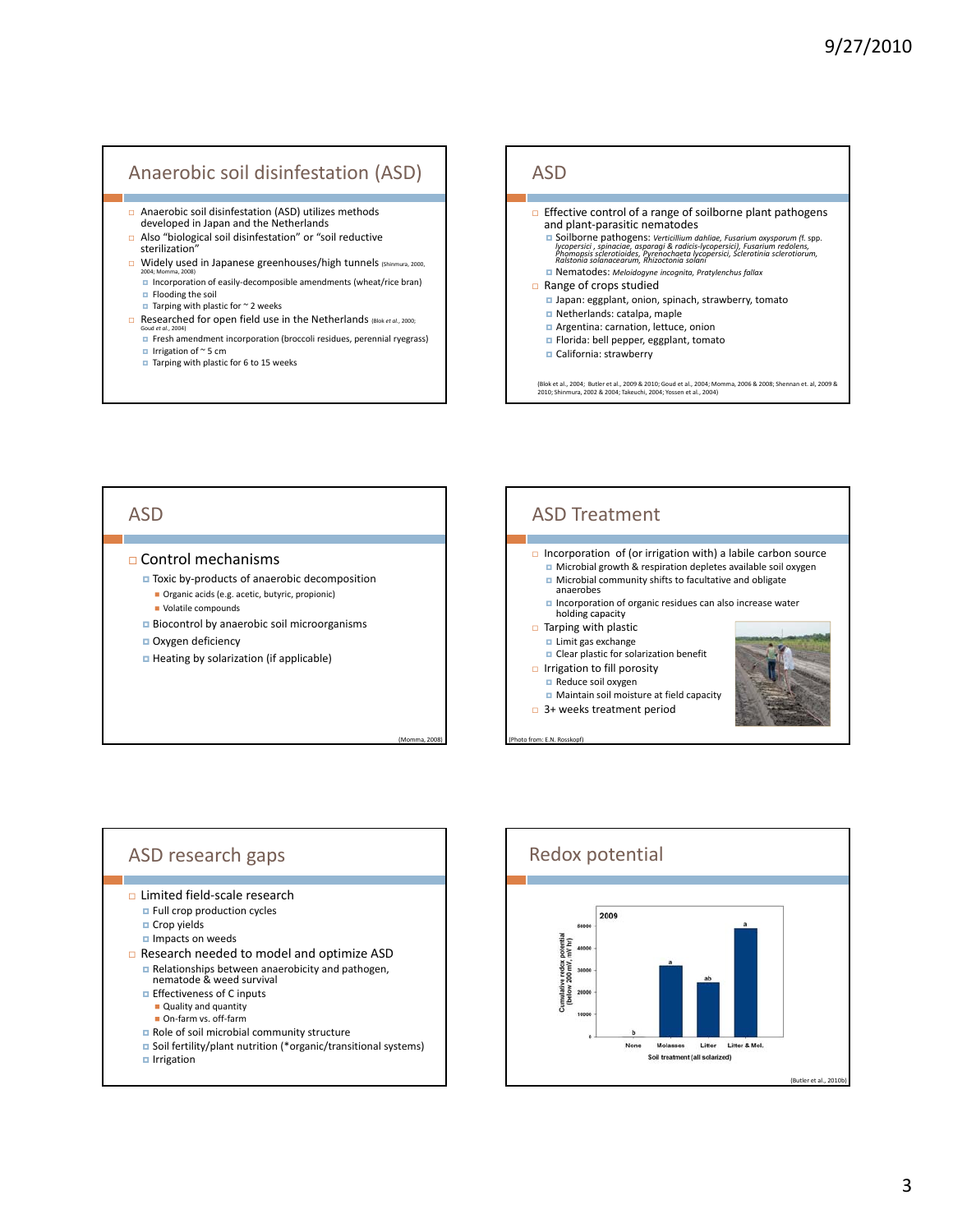## Anaerobic soil disinfestation (ASD)

- Anaerobic soil disinfestation (ASD) utilizes methods developed in Japan and the Netherlands
- Also "biological soil disinfestation" or "soil reductive sterilization"
- Widely used in Japanese greenhouses/high tunnels (Shinmura, 2000, 2004; Momma, 2008)
  - Incorporation of easily-decomposible amendments (wheat/rice bran)
  - Flooding the soil
  - Tarping with plastic for ~ 2 weeks
- Researched for open field use in the Netherlands (Blok *et al.*, 2000; Goud *et al.*, 2004)
  - Fresh amendment incorporation (broccoli residues, perennial ryegrass)
  - Irrigation of ~ 5 cm
  - Tarping with plastic for 6 to 15 weeks

## ASD

- Effective control of a range of soilborne plant pathogens and plant-parasitic nematodes
  - Soilborne pathogens: *Verticillium dahliae, Fusarium oxysporum* (f. spp. *lycopersici , spinaciae, asparagi & radicis-lycopersici), Fusarium redolens, Phomopsis sclerotioides, Pyrenochaeta lycopersici, Sclerotinia sclerotiorum, Ralstonia solanacearum, Rhizoctonia solani*
  - Nematodes: *Meloidogyne incognita, Pratylenchus fallax*
- Range of crops studied
  - Japan: eggplant, onion, spinach, strawberry, tomato
  - Netherlands: catalpa, maple
  - Argentina: carnation, lettuce, onion
  - Florida: bell pepper, eggplant, tomato
  - California: strawberry

(Blok et al., 2004; Butler et al., 2009 & 2010; Goud et al., 2004; Momma, 2006 & 2008; Shennan et. al, 2009 & 2010; Shinmura, 2002 & 2004; Takeuchi, 2004; Yossen et al., 2004)

## ASD

- Control mechanisms
  - Toxic by-products of anaerobic decomposition
    - Organic acids (e.g. acetic, butyric, propionic)
    - Volatile compounds
  - Biocontrol by anaerobic soil microorganisms
  - Oxygen deficiency
  - Heating by solarization (if applicable)

(Momma, 2008)

## ASD Treatment

- Incorporation of (or irrigation with) a labile carbon source
  - Microbial growth & respiration depletes available soil oxygen
  - Microbial community shifts to facultative and obligate anaerobes
  - Incorporation of organic residues can also increase water holding capacity
- Tarping with plastic
  - Limit gas exchange
  - Clear plastic for solarization benefit
- Irrigation to fill porosity
  - Reduce soil oxygen
  - Maintain soil moisture at field capacity
- 3+ weeks treatment period

(Photo from: E.N. Rosskopf)

## ASD research gaps

- Limited field-scale research
  - Full crop production cycles
  - Crop yields
  - Impacts on weeds
- Research needed to model and optimize ASD
  - Relationships between anaerobicity and pathogen, nematode & weed survival
  - Effectiveness of C inputs
    - Quality and quantity
    - On-farm vs. off-farm
  - Role of soil microbial community structure
  - Soil fertility/plant nutrition (*organic/transitional systems)
  - Irrigation

## Redox potential

2009

| Soil treatment (all solarized) | Cumulative redox potential (below 200 mV, mV hr) | Significance |
|---|---|---|
| None | ~0 | b |
| Molasses | ~32000 | a |
| Litter | ~24000 | ab |
| Litter & Mol. | ~49000 | a |

(Butler et al., 2010b)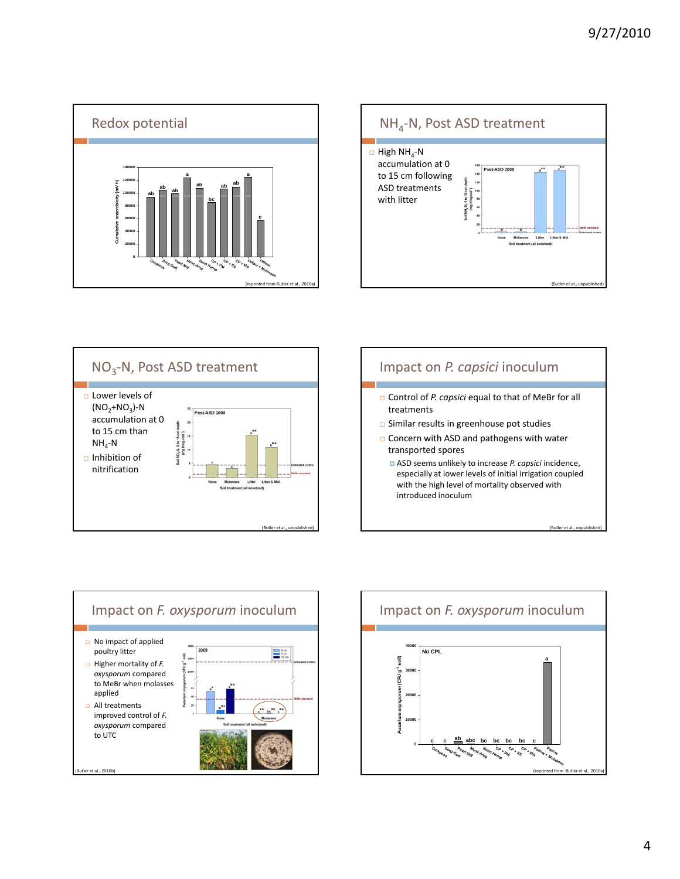## Redox potential

(reprinted from Butler et al., 2010a)

## $NH_4$-N, Post ASD treatment

- High $NH_4$-N accumulation at 0 to 15 cm following ASD treatments with litter

(Butler et al., unpublished)

## $NO_3$-N, Post ASD treatment

- Lower levels of $(NO_2+NO_3)$-N accumulation at 0 to 15 cm than $NH_4$-N
- Inhibition of nitrification

(Butler et al., unpublished)

## Impact on *P. capsici* inoculum

- Control of *P. capsici* equal to that of MeBr for all treatments
- Similar results in greenhouse pot studies
- Concern with ASD and pathogens with water transported spores
  - ASD seems unlikely to increase *P. capsici* incidence, especially at lower levels of initial irrigation coupled with the high level of mortality observed with introduced inoculum

(Butler et al., unpublished)

## Impact on *F. oxysporum* inoculum

- No impact of applied poultry litter
- Higher mortality of *F. oxysporum* compared to MeBr when molasses applied
- All treatments improved control of *F. oxysporum* compared to UTC

(Butler et al., 2010b)

## Impact on *F. oxysporum* inoculum

(reprinted from :Butler et al., 2010a)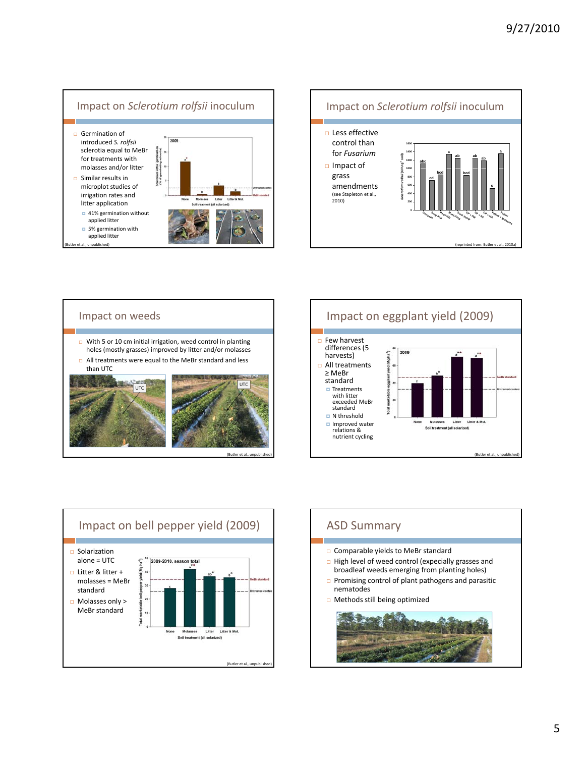## Impact on *Sclerotium rolfsii* inoculum

- Germination of introduced *S. rolfsii* sclerotia equal to MeBr for treatments with molasses and/or litter
- Similar results in microplot studies of irrigation rates and litter application
  - 41% germination without applied litter
  - 5% germination with applied litter

(Butler et al., unpublished)

## Impact on *Sclerotium rolfsii* inoculum

- Less effective control than for *Fusarium*
- Impact of grass amendments (see Stapleton et al., 2010)

(reprinted from: Butler et al., 2010a)

## Impact on weeds

- With 5 or 10 cm initial irrigation, weed control in planting holes (mostly grasses) improved by litter and/or molasses
- All treatments were equal to the MeBr standard and less than UTC

(Butler et al., unpublished)

## Impact on eggplant yield (2009)

- Few harvest differences (5 harvests)
- All treatments ≥ MeBr standard
  - Treatments with litter exceeded MeBr standard
  - N threshold
  - Improved water relations & nutrient cycling

(Butler et al., unpublished)

## Impact on bell pepper yield (2009)

- Solarization alone = UTC
- Litter & litter + molasses = MeBr standard
- Molasses only > MeBr standard

(Butler et al., unpublished)

## ASD Summary

- Comparable yields to MeBr standard
- High level of weed control (expecially grasses and broadleaf weeds emerging from planting holes)
- Promising control of plant pathogens and parasitic nematodes
- Methods still being optimized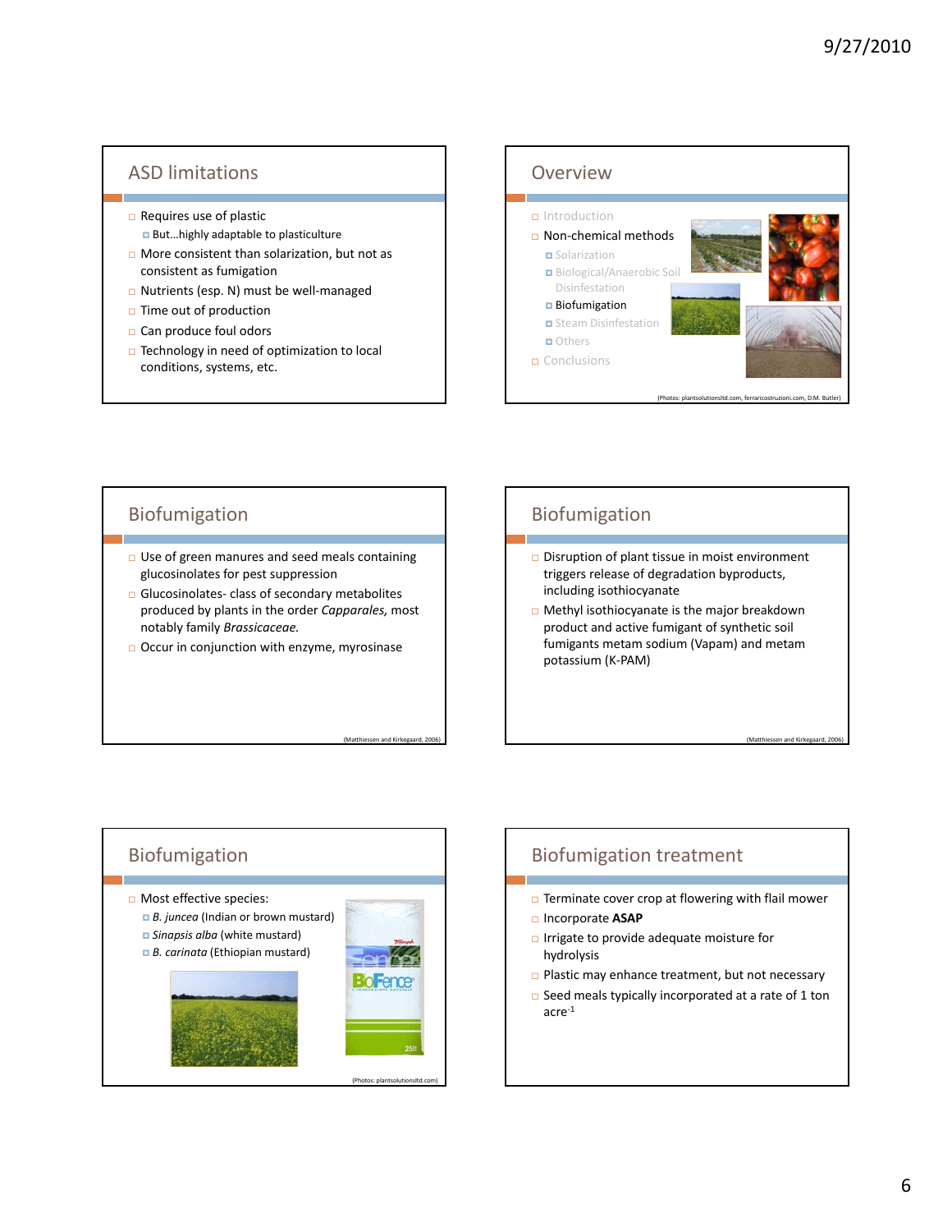## ASD limitations

- Requires use of plastic
  - But…highly adaptable to plasticulture
- More consistent than solarization, but not as consistent as fumigation
- Nutrients (esp. N) must be well-managed
- Time out of production
- Can produce foul odors
- Technology in need of optimization to local conditions, systems, etc.

## Overview

- Introduction
- Non-chemical methods
  - Solarization
  - Biological/Anaerobic Soil Disinfestation
  - Biofumigation
  - Steam Disinfestation
  - Others
- Conclusions

(Photos: plantsolutionsltd.com, ferraricostruzioni.com, D.M. Butler)

## Biofumigation

- Use of green manures and seed meals containing glucosinolates for pest suppression
- Glucosinolates- class of secondary metabolites produced by plants in the order *Capparales,* most notably family *Brassicaceae.*
- Occur in conjunction with enzyme, myrosinase

(Matthiessen and Kirkegaard, 2006)

## Biofumigation

- Disruption of plant tissue in moist environment triggers release of degradation byproducts, including isothiocyanate
- Methyl isothiocyanate is the major breakdown product and active fumigant of synthetic soil fumigants metam sodium (Vapam) and metam potassium (K-PAM)

(Matthiessen and Kirkegaard, 2006)

## Biofumigation

- Most effective species:
  - *B. juncea* (Indian or brown mustard)
  - *Sinapsis alba* (white mustard)
  - *B. carinata* (Ethiopian mustard)

(Photos: plantsolutionsltd.com)

## Biofumigation treatment

- Terminate cover crop at flowering with flail mower
- Incorporate **ASAP**
- Irrigate to provide adequate moisture for hydrolysis
- Plastic may enhance treatment, but not necessary
- Seed meals typically incorporated at a rate of 1 ton acre$^{-1}$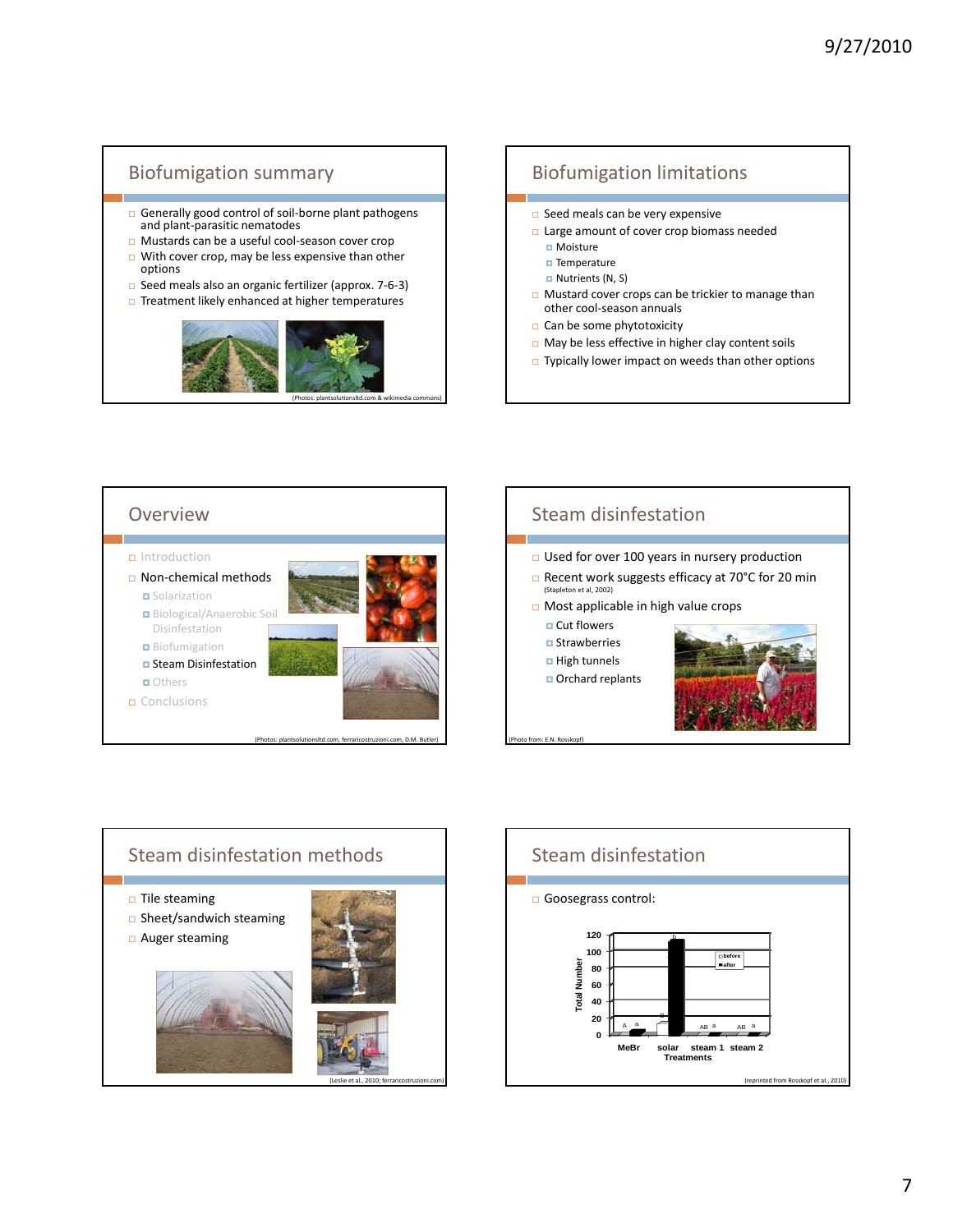## Biofumigation summary

- Generally good control of soil-borne plant pathogens and plant-parasitic nematodes
- Mustards can be a useful cool-season cover crop
- With cover crop, may be less expensive than other options
- Seed meals also an organic fertilizer (approx. 7-6-3)
- Treatment likely enhanced at higher temperatures

(Photos: plantsolutionsltd.com & wikimedia commons)

## Biofumigation limitations

- Seed meals can be very expensive
- Large amount of cover crop biomass needed
  - Moisture
  - Temperature
  - Nutrients (N, S)
- Mustard cover crops can be trickier to manage than other cool-season annuals
- Can be some phytotoxicity
- May be less effective in higher clay content soils
- Typically lower impact on weeds than other options

## Overview

- Introduction
- Non-chemical methods
  - Solarization
  - Biological/Anaerobic Soil Disinfestation
  - Biofumigation
  - Steam Disinfestation
  - Others
- Conclusions

(Photos: plantsolutionsltd.com, ferraricostruzioni.com, D.M. Butler)

## Steam disinfestation

- Used for over 100 years in nursery production
- Recent work suggests efficacy at 70°C for 20 min (Stapleton et al, 2002)
- Most applicable in high value crops
  - Cut flowers
  - Strawberries
  - High tunnels
  - Orchard replants

(Photo from: E.N. Rosskopf)

## Steam disinfestation methods

- Tile steaming
- Sheet/sandwich steaming
- Auger steaming

(Leslie et al., 2010; ferraricostruzioni.com)

## Steam disinfestation

- Goosegrass control:

(reprinted from Rosskopf et al., 2010)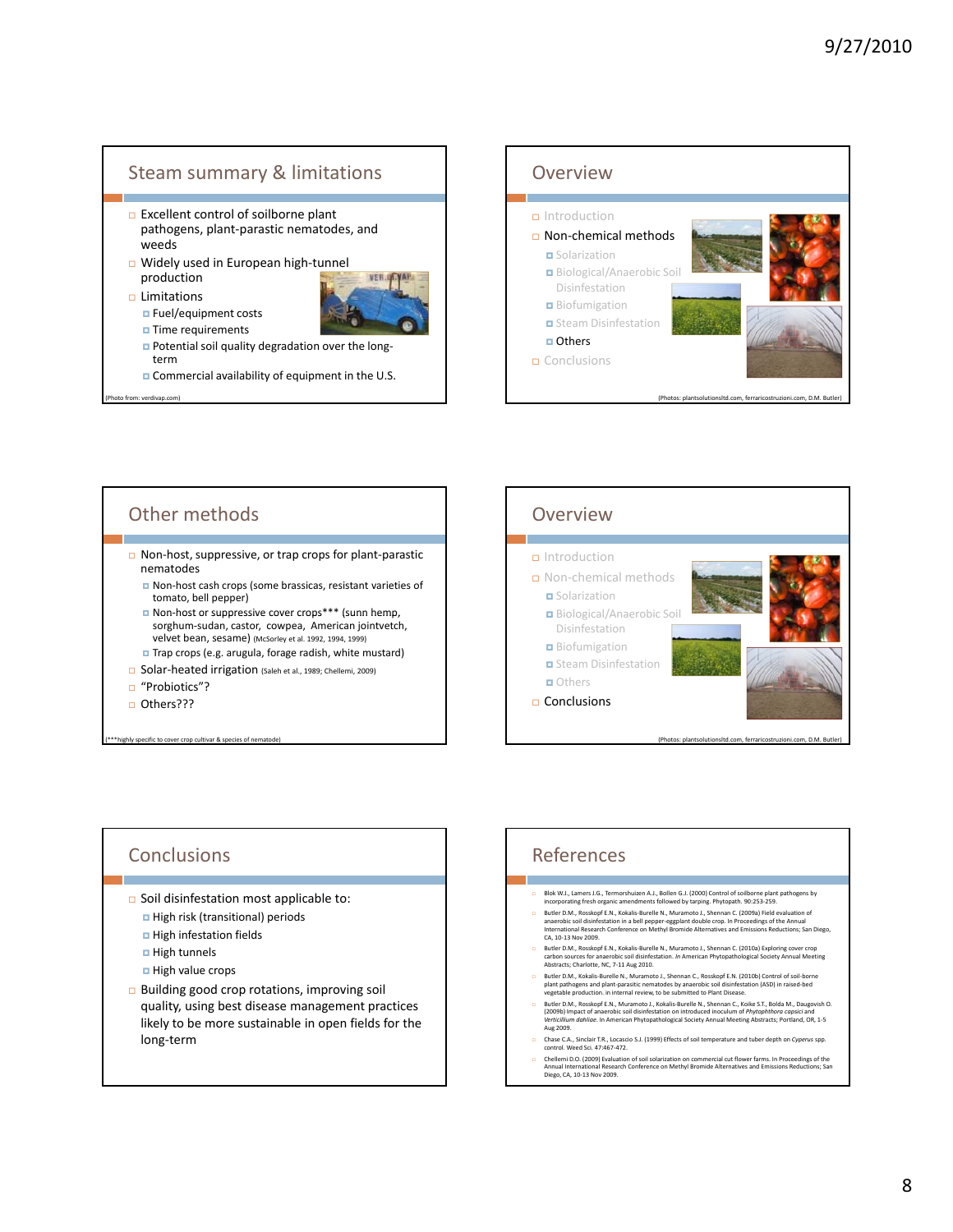## Steam summary & limitations

- Excellent control of soilborne plant pathogens, plant-parastic nematodes, and weeds
- Widely used in European high-tunnel production
- Limitations
  - Fuel/equipment costs
  - Time requirements
  - Potential soil quality degradation over the long-term
  - Commercial availability of equipment in the U.S.

(Photo from: verdivap.com)

## Overview

- Introduction
- Non-chemical methods
  - Solarization
  - Biological/Anaerobic Soil Disinfestation
  - Biofumigation
  - Steam Disinfestation
  - Others
- Conclusions

(Photos: plantsolutionsltd.com, ferraricostruzioni.com, D.M. Butler)

## Other methods

- Non-host, suppressive, or trap crops for plant-parasitic nematodes
  - Non-host cash crops (some brassicas, resistant varieties of tomato, bell pepper)
  - Non-host or suppressive cover crops*** (sunn hemp, sorghum-sudan, castor, cowpea, American jointvetch, velvet bean, sesame) (McSorley et al. 1992, 1994, 1999)
  - Trap crops (e.g. arugula, forage radish, white mustard)
- Solar-heated irrigation (Saleh et al., 1989; Chellemi, 2009)
- "Probiotics"?
- Others???

(***highly specific to cover crop cultivar & species of nematode)

## Overview

- Introduction
- Non-chemical methods
  - Solarization
  - Biological/Anaerobic Soil Disinfestation
  - Biofumigation
  - Steam Disinfestation
  - Others
- Conclusions

(Photos: plantsolutionsltd.com, ferraricostruzioni.com, D.M. Butler)

## Conclusions

- Soil disinfestation most applicable to:
  - High risk (transitional) periods
  - High infestation fields
  - High tunnels
  - High value crops
- Building good crop rotations, improving soil quality, using best disease management practices likely to be more sustainable in open fields for the long-term

## References

- Blok W.J., Lamers J.G., Termorshuizen A.J., Bollen G.J. (2000) Control of soilborne plant pathogens by incorporating fresh organic amendments followed by tarping. Phytopath. 90:253-259.
- Butler D.M., Rosskopf E.N., Kokalis-Burelle N., Muramoto J., Shennan C. (2009a) Field evaluation of anaerobic soil disinfestation in a bell pepper-eggplant double crop. In Proceedings of the Annual International Research Conference on Methyl Bromide Alternatives and Emissions Reductions; San Diego, CA, 10-13 Nov 2009.
- Butler D.M., Rosskopf E.N., Kokalis-Burelle N., Muramoto J., Shennan C. (2010a) Exploring cover crop carbon sources for anaerobic soil disinfestation. *In* American Phytopathological Society Annual Meeting Abstracts; Charlotte, NC, 7-11 Aug 2010.
- Butler D.M., Kokalis-Burelle N., Muramoto J., Shennan C., Rosskopf E.N. (2010b) Control of soil-borne plant pathogens and plant-parasitic nematodes by anaerobic soil disinfestation (ASD) in raised-bed vegetable production. in internal review, to be submitted to Plant Disease.
- Butler D.M., Rosskopf E.N., Muramoto J., Kokalis-Burelle N., Shennan C., Koike S.T., Bolda M., Daugovish O. (2009b) Impact of anaerobic soil disinfestation on introduced inoculum of *Phytophthora capsici* and *Verticillium dahliae*. In American Phytopathological Society Annual Meeting Abstracts; Portland, OR, 1-5 Aug 2009.
- Chase C.A., Sinclair T.R., Locascio S.J. (1999) Effects of soil temperature and tuber depth on *Cyperus* spp. control. Weed Sci. 47:467-472.
- Chellemi D.O. (2009) Evaluation of soil solarization on commercial cut flower farms. In Proceedings of the Annual International Research Conference on Methyl Bromide Alternatives and Emissions Reductions; San Diego, CA, 10-13 Nov 2009.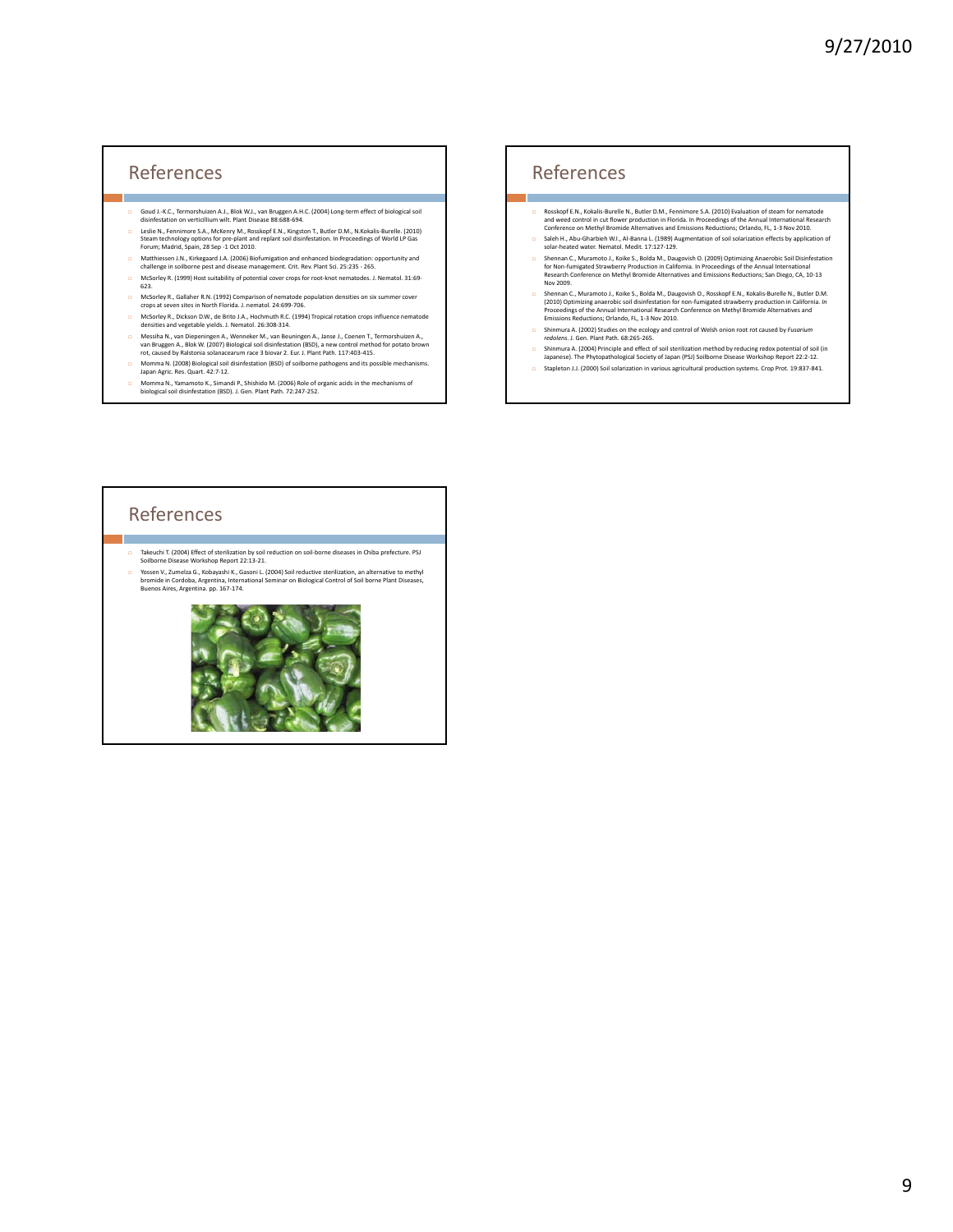## References

- Goud J.-K.C., Termorshuizen A.J., Blok W.J., van Bruggen A.H.C. (2004) Long-term effect of biological soil disinfestation on verticillium wilt. Plant Disease 88:688-694.
- Leslie N., Fennimore S.A., McKenry M., Rosskopf E.N., Kingston T., Butler D.M., N.Kokalis-Burelle. (2010) Steam technology options for pre-plant and replant soil disinfestation. In Proceedings of World LP Gas Forum; Madrid, Spain, 28 Sep -1 Oct 2010.
- Matthiessen J.N., Kirkegaard J.A. (2006) Biofumigation and enhanced biodegradation: opportunity and challenge in soilborne pest and disease management. Crit. Rev. Plant Sci. 25:235 - 265.
- McSorley R. (1999) Host suitability of potential cover crops for root-knot nematodes. J. Nematol. 31:69-623.
- McSorley R., Gallaher R.N. (1992) Comparison of nematode population densities on six summer cover crops at seven sites in North Florida. J. nematol. 24:699-706.
- McSorley R., Dickson D.W., de Brito J.A., Hochmuth R.C. (1994) Tropical rotation crops influence nematode densities and vegetable yields. J. Nematol. 26:308-314.
- Messiha N., van Diepeningen A., Wenneker M., van Beuningen A., Janse J., Coenen T., Termorshuizen A., van Bruggen A., Blok W. (2007) Biological soil disinfestation (BSD), a new control method for potato brown rot, caused by Ralstonia solanacearum race 3 biovar 2. Eur. J. Plant Path. 117:403-415.
- Momma N. (2008) Biological soil disinfestation (BSD) of soilborne pathogens and its possible mechanisms. Japan Agric. Res. Quart. 42:7-12.
- Momma N., Yamamoto K., Simandi P., Shishido M. (2006) Role of organic acids in the mechanisms of biological soil disinfestation (BSD). J. Gen. Plant Path. 72:247-252.

## References

- Rosskopf E.N., Kokalis-Burelle N., Butler D.M., Fennimore S.A. (2010) Evaluation of steam for nematode and weed control in cut flower production in Florida. In Proceedings of the Annual International Research Conference on Methyl Bromide Alternatives and Emissions Reductions; Orlando, FL, 1-3 Nov 2010.
- Saleh H., Abu-Gharbieh W.I., Al-Banna L. (1989) Augmentation of soil solarization effects by application of solar-heated water. Nematol. Medit. 17:127-129.
- Shennan C., Muramoto J., Koike S., Bolda M., Daugovish O. (2009) Optimizing Anaerobic Soil Disinfestation for Non-fumigated Strawberry Production in California. In Proceedings of the Annual International Research Conference on Methyl Bromide Alternatives and Emissions Reductions; San Diego, CA, 10-13 Nov 2009.
- Shennan C., Muramoto J., Koike S., Bolda M., Daugovish O., Rosskopf E.N., Kokalis-Burelle N., Butler D.M. (2010) Optimizing anaerobic soil disinfestation for non-fumigated strawberry production in California. *In* Proceedings of the Annual International Research Conference on Methyl Bromide Alternatives and Emissions Reductions; Orlando, FL, 1-3 Nov 2010.
- Shinmura A. (2002) Studies on the ecology and control of Welsh onion root rot caused by *Fusarium redolens*. J. Gen. Plant Path. 68:265-265.
- Shinmura A. (2004) Principle and effect of soil sterilization method by reducing redox potential of soil (in Japanese). The Phytopathological Society of Japan (PSJ) Soilborne Disease Workshop Report 22:2-12.
- Stapleton J.J. (2000) Soil solarization in various agricultural production systems. Crop Prot. 19:837-841.

## References

- Takeuchi T. (2004) Effect of sterilization by soil reduction on soil-borne diseases in Chiba prefecture. PSJ Soilborne Disease Workshop Report 22:13-21.
- Yossen V., Zumelza G., Kobayashi K., Gasoni L. (2004) Soil reductive sterilization, an alternative to methyl bromide in Cordoba, Argentina, International Seminar on Biological Control of Soil borne Plant Diseases, Buenos Aires, Argentina. pp. 167-174.